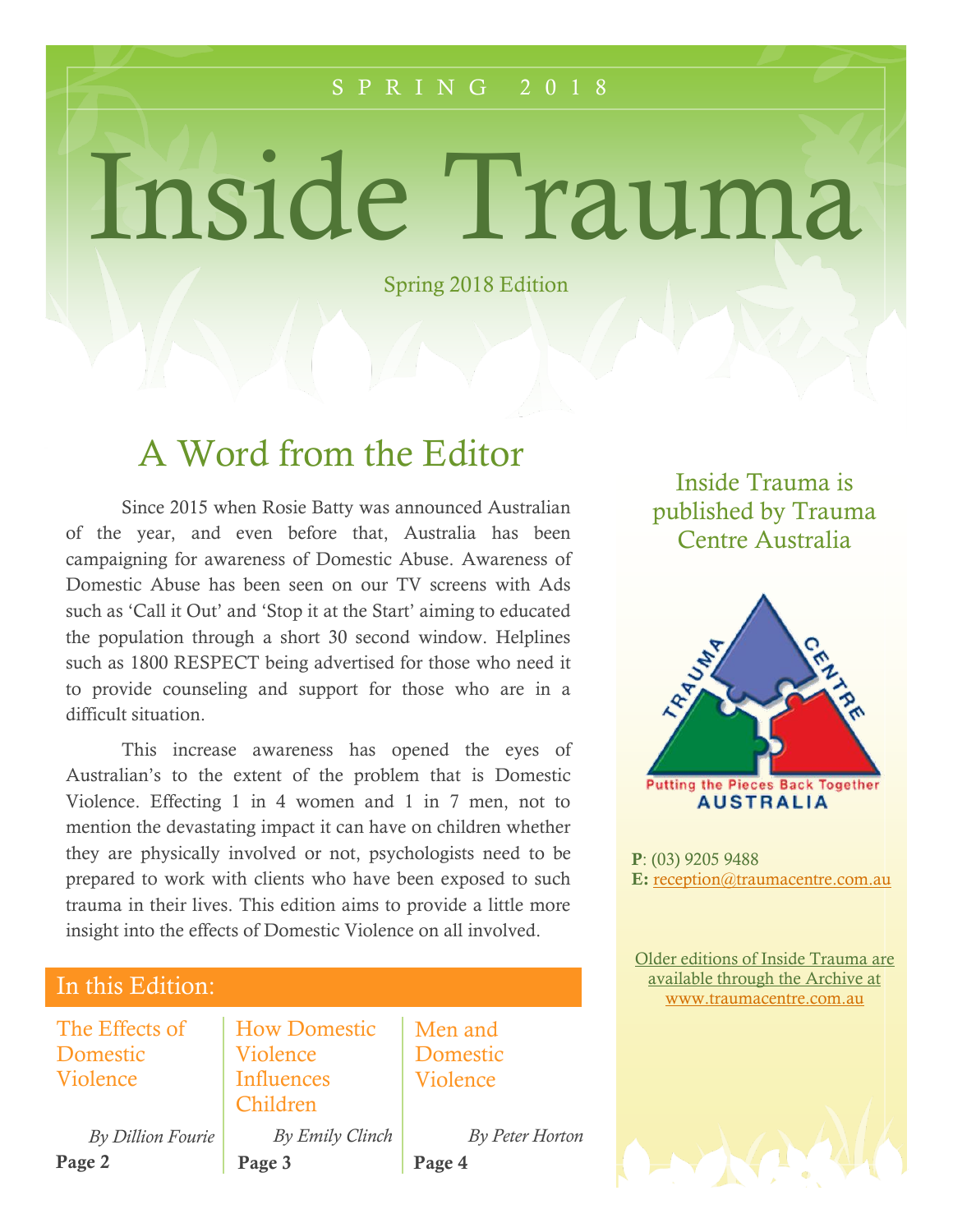SPRING 2018

# Inside Trauma

Spring 2018 Edition

## A Word from the Editor

Since 2015 when Rosie Batty was announced Australian of the year, and even before that, Australia has been campaigning for awareness of Domestic Abuse. Awareness of Domestic Abuse has been seen on our TV screens with Ads such as 'Call it Out' and 'Stop it at the Start' aiming to educated the population through a short 30 second window. Helplines such as 1800 RESPECT being advertised for those who need it to provide counseling and support for those who are in a difficult situation.

This increase awareness has opened the eyes of Australian's to the extent of the problem that is Domestic Violence. Effecting 1 in 4 women and 1 in 7 men, not to mention the devastating impact it can have on children whether they are physically involved or not, psychologists need to be prepared to work with clients who have been exposed to such trauma in their lives. This edition aims to provide a little more insight into the effects of Domestic Violence on all involved.

### In this Edition:

**The Effects of Domestic Violence**
*By Dillion Fourie*
**Page 2**

**How Domestic Violence Influences Children**
*By Emily Clinch*
**Page 3**

**Men and Domestic Violence**
*By Peter Horton*
**Page 4**

Inside Trauma is published by Trauma Centre Australia

TRAUMA CENTRE
Putting the Pieces Back Together
AUSTRALIA

**P**: (03) 9205 9488
**E:** reception@traumacentre.com.au

Older editions of Inside Trauma are available through the Archive at www.traumacentre.com.au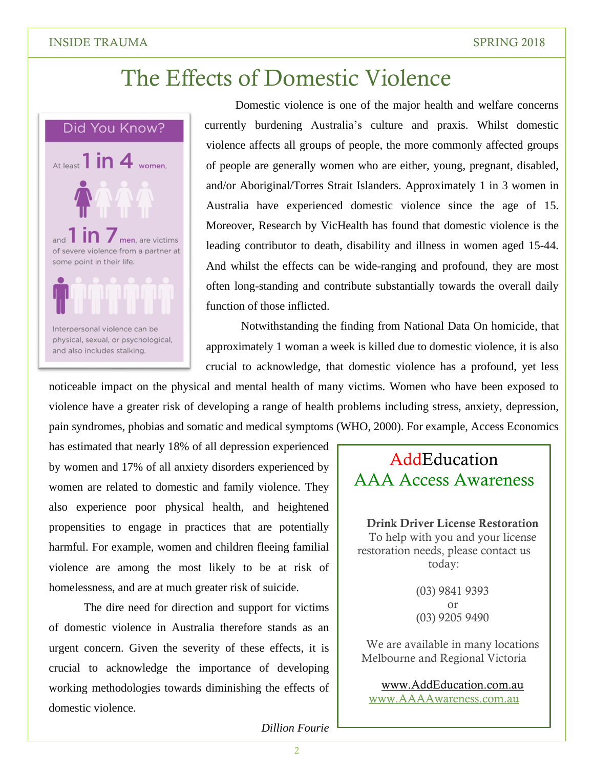# The Effects of Domestic Violence

**Did You Know?**

At least **1 in 4** women, and **1 in 7** men, are victims of severe violence from a partner at some point in their life.

Interpersonal violence can be physical, sexual, or psychological, and also includes stalking.

Domestic violence is one of the major health and welfare concerns currently burdening Australia's culture and praxis. Whilst domestic violence affects all groups of people, the more commonly affected groups of people are generally women who are either, young, pregnant, disabled, and/or Aboriginal/Torres Strait Islanders. Approximately 1 in 3 women in Australia have experienced domestic violence since the age of 15. Moreover, Research by VicHealth has found that domestic violence is the leading contributor to death, disability and illness in women aged 15-44. And whilst the effects can be wide-ranging and profound, they are most often long-standing and contribute substantially towards the overall daily function of those inflicted.

Notwithstanding the finding from National Data On homicide, that approximately 1 woman a week is killed due to domestic violence, it is also crucial to acknowledge, that domestic violence has a profound, yet less noticeable impact on the physical and mental health of many victims. Women who have been exposed to violence have a greater risk of developing a range of health problems including stress, anxiety, depression, pain syndromes, phobias and somatic and medical symptoms (WHO, 2000). For example, Access Economics has estimated that nearly 18% of all depression experienced by women and 17% of all anxiety disorders experienced by women are related to domestic and family violence. They also experience poor physical health, and heightened propensities to engage in practices that are potentially harmful. For example, women and children fleeing familial violence are among the most likely to be at risk of homelessness, and are at much greater risk of suicide.

The dire need for direction and support for victims of domestic violence in Australia therefore stands as an urgent concern. Given the severity of these effects, it is crucial to acknowledge the importance of developing working methodologies towards diminishing the effects of domestic violence.

*Dillion Fourie*

---

AddEducation
AAA Access Awareness

**Drink Driver License Restoration**
To help with you and your license restoration needs, please contact us today:

(03) 9841 9393
or
(03) 9205 9490

We are available in many locations Melbourne and Regional Victoria

www.AddEducation.com.au
www.AAAAwareness.com.au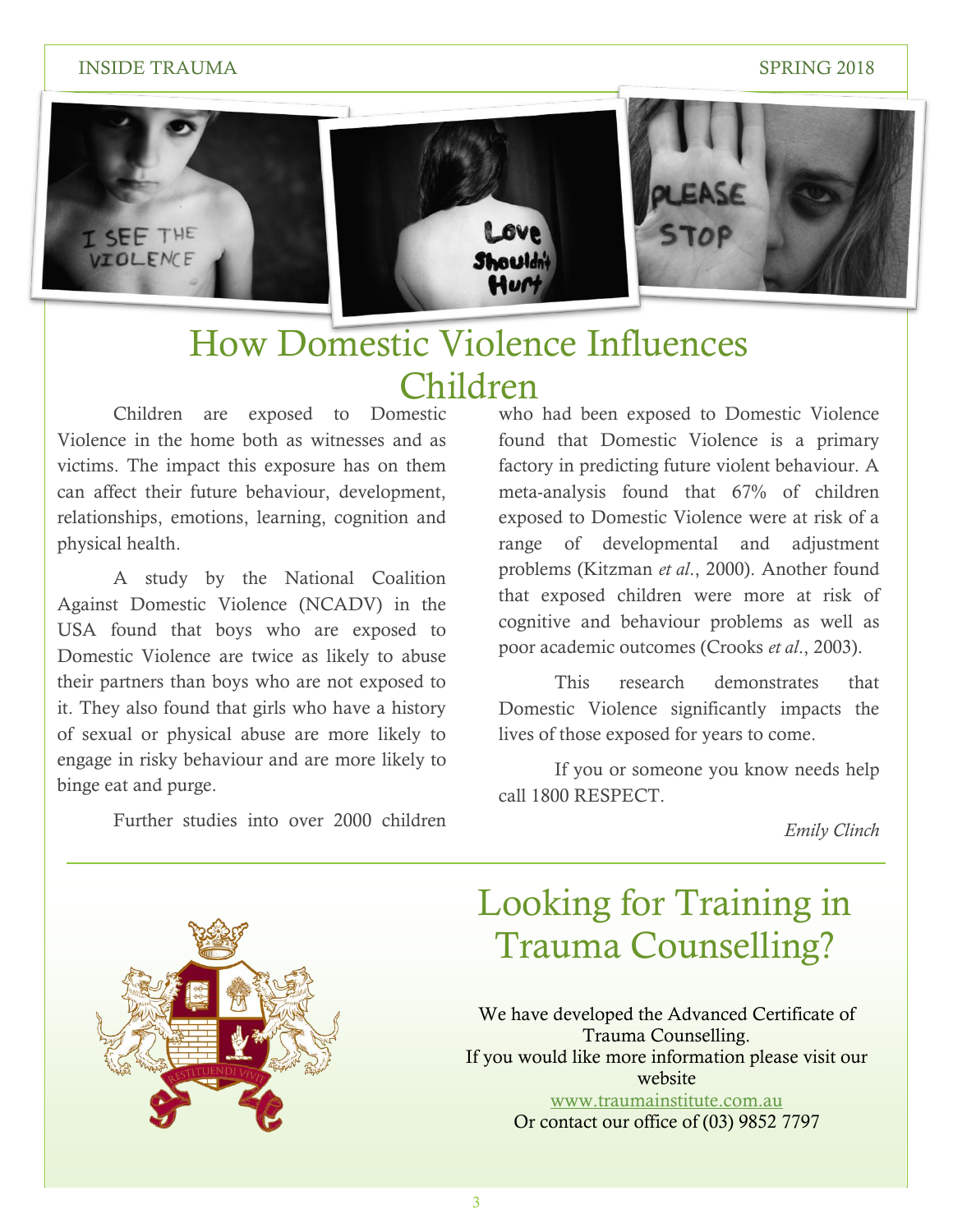# How Domestic Violence Influences Children

Children are exposed to Domestic Violence in the home both as witnesses and as victims. The impact this exposure has on them can affect their future behaviour, development, relationships, emotions, learning, cognition and physical health.

A study by the National Coalition Against Domestic Violence (NCADV) in the USA found that boys who are exposed to Domestic Violence are twice as likely to abuse their partners than boys who are not exposed to it. They also found that girls who have a history of sexual or physical abuse are more likely to engage in risky behaviour and are more likely to binge eat and purge.

Further studies into over 2000 children who had been exposed to Domestic Violence found that Domestic Violence is a primary factory in predicting future violent behaviour. A meta-analysis found that 67% of children exposed to Domestic Violence were at risk of a range of developmental and adjustment problems (Kitzman *et al*., 2000). Another found that exposed children were more at risk of cognitive and behaviour problems as well as poor academic outcomes (Crooks *et al*., 2003).

This research demonstrates that Domestic Violence significantly impacts the lives of those exposed for years to come.

If you or someone you know needs help call 1800 RESPECT.

*Emily Clinch*

---

# Looking for Training in Trauma Counselling?

We have developed the Advanced Certificate of Trauma Counselling.
If you would like more information please visit our website
www.traumainstitute.com.au
Or contact our office of (03) 9852 7797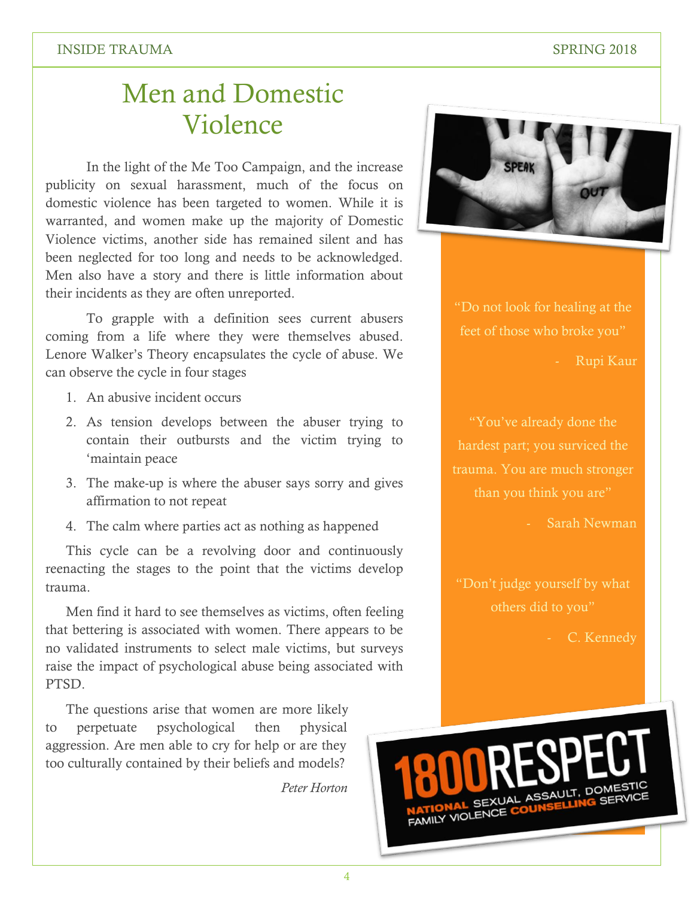# Men and Domestic Violence

In the light of the Me Too Campaign, and the increase publicity on sexual harassment, much of the focus on domestic violence has been targeted to women. While it is warranted, and women make up the majority of Domestic Violence victims, another side has remained silent and has been neglected for too long and needs to be acknowledged. Men also have a story and there is little information about their incidents as they are often unreported.

To grapple with a definition sees current abusers coming from a life where they were themselves abused. Lenore Walker's Theory encapsulates the cycle of abuse. We can observe the cycle in four stages

1. An abusive incident occurs
2. As tension develops between the abuser trying to contain their outbursts and the victim trying to 'maintain peace
3. The make-up is where the abuser says sorry and gives affirmation to not repeat
4. The calm where parties act as nothing as happened

This cycle can be a revolving door and continuously reenacting the stages to the point that the victims develop trauma.

Men find it hard to see themselves as victims, often feeling that bettering is associated with women. There appears to be no validated instruments to select male victims, but surveys raise the impact of psychological abuse being associated with PTSD.

The questions arise that women are more likely to perpetuate psychological then physical aggression. Are men able to cry for help or are they too culturally contained by their beliefs and models?

*Peter Horton*

"Do not look for healing at the feet of those who broke you"

- Rupi Kaur

"You've already done the hardest part; you surviced the trauma. You are much stronger than you think you are"

- Sarah Newman

"Don't judge yourself by what others did to you"

- C. Kennedy

1800RESPECT
NATIONAL SEXUAL ASSAULT, DOMESTIC FAMILY VIOLENCE COUNSELLING SERVICE